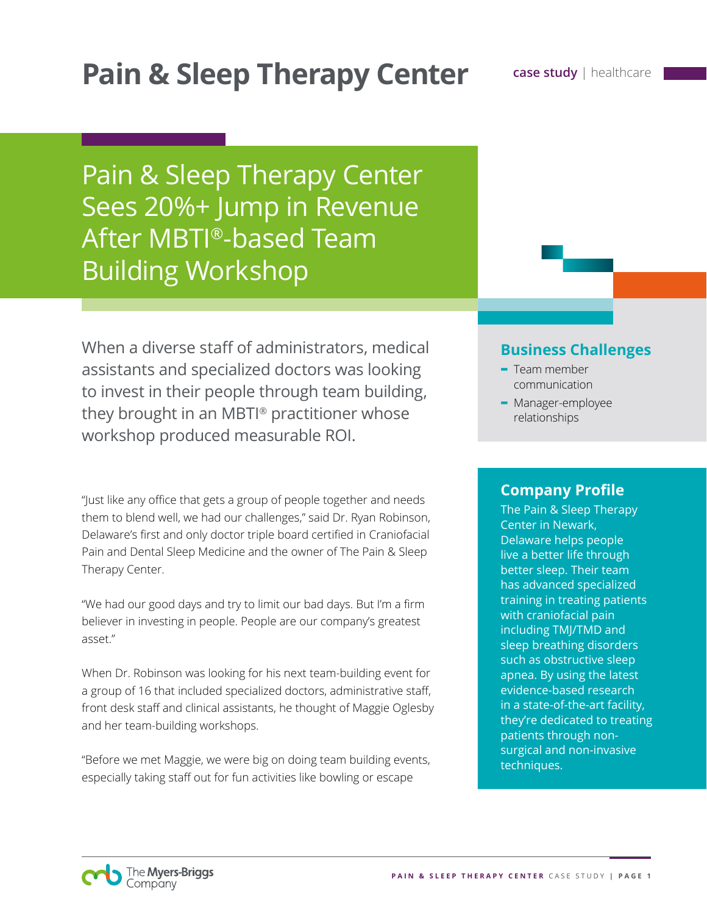# Pain & Sleep Therapy Center

**case study** | healthcare

## Pain & Sleep Therapy Center Sees 20%+ Jump in Revenue After MBTI®-based Team Building Workshop

When a diverse staff of administrators, medical assistants and specialized doctors was looking to invest in their people through team building, they brought in an MBTI® practitioner whose workshop produced measurable ROI.

"Just like any office that gets a group of people together and needs them to blend well, we had our challenges," said Dr. Ryan Robinson, Delaware's first and only doctor triple board certified in Craniofacial Pain and Dental Sleep Medicine and the owner of The Pain & Sleep Therapy Center.

"We had our good days and try to limit our bad days. But I'm a firm believer in investing in people. People are our company's greatest asset."

When Dr. Robinson was looking for his next team-building event for a group of 16 that included specialized doctors, administrative staff, front desk staff and clinical assistants, he thought of Maggie Oglesby and her team-building workshops.

"Before we met Maggie, we were big on doing team building events, especially taking staff out for fun activities like bowling or escape

### Business Challenges

- Team member communication
- Manager-employee relationships

### Company Profile

The Pain & Sleep Therapy Center in Newark, Delaware helps people live a better life through better sleep. Their team has advanced specialized training in treating patients with craniofacial pain including TMJ/TMD and sleep breathing disorders such as obstructive sleep apnea. By using the latest evidence-based research in a state-of-the-art facility, they're dedicated to treating patients through non-surgical and non-invasive techniques.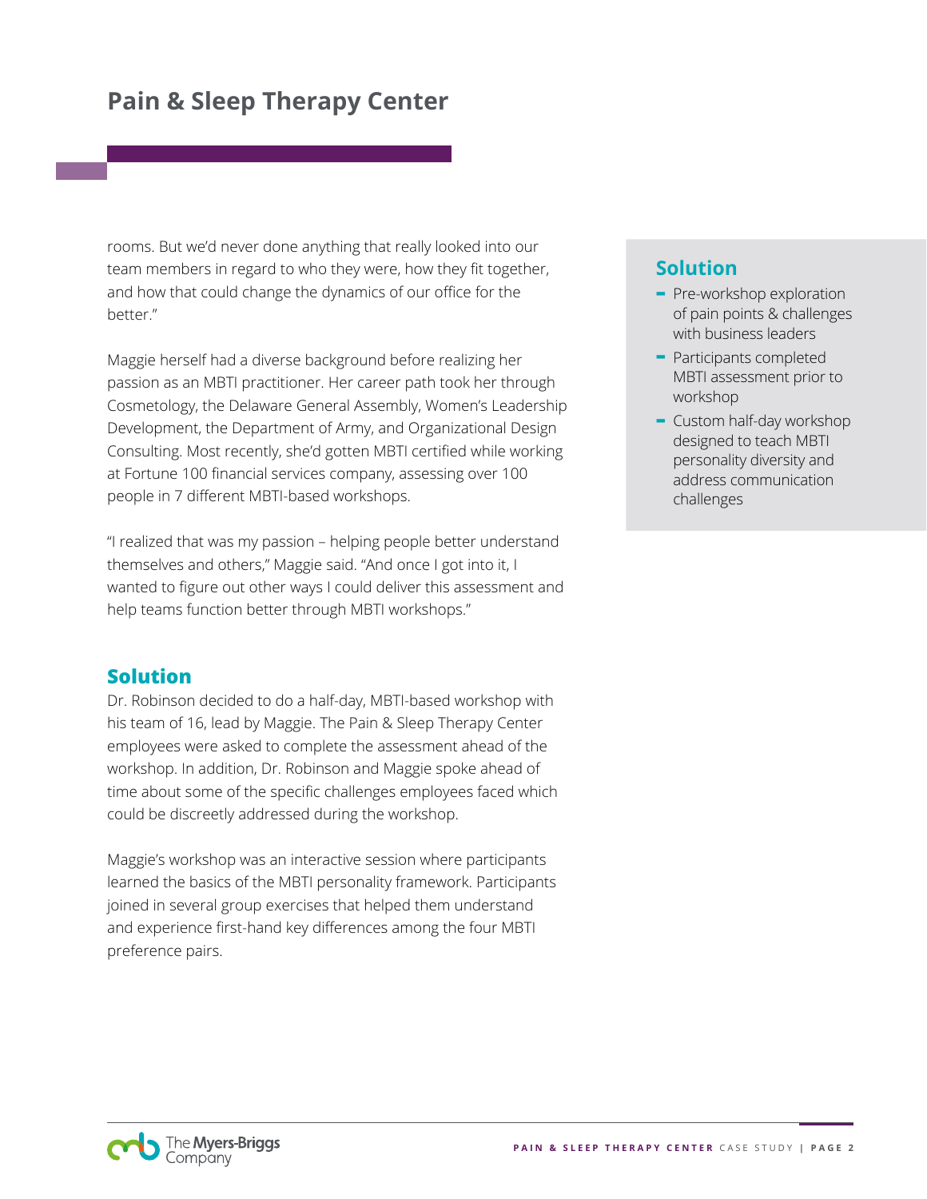rooms. But we'd never done anything that really looked into our team members in regard to who they were, how they fit together, and how that could change the dynamics of our office for the better."

Maggie herself had a diverse background before realizing her passion as an MBTI practitioner. Her career path took her through Cosmetology, the Delaware General Assembly, Women's Leadership Development, the Department of Army, and Organizational Design Consulting. Most recently, she'd gotten MBTI certified while working at Fortune 100 financial services company, assessing over 100 people in 7 different MBTI-based workshops.

"I realized that was my passion – helping people better understand themselves and others," Maggie said. "And once I got into it, I wanted to figure out other ways I could deliver this assessment and help teams function better through MBTI workshops."

## Solution

Dr. Robinson decided to do a half-day, MBTI-based workshop with his team of 16, lead by Maggie. The Pain & Sleep Therapy Center employees were asked to complete the assessment ahead of the workshop. In addition, Dr. Robinson and Maggie spoke ahead of time about some of the specific challenges employees faced which could be discreetly addressed during the workshop.

Maggie's workshop was an interactive session where participants learned the basics of the MBTI personality framework. Participants joined in several group exercises that helped them understand and experience first-hand key differences among the four MBTI preference pairs.

## Solution

- Pre-workshop exploration of pain points & challenges with business leaders
- Participants completed MBTI assessment prior to workshop
- Custom half-day workshop designed to teach MBTI personality diversity and address communication challenges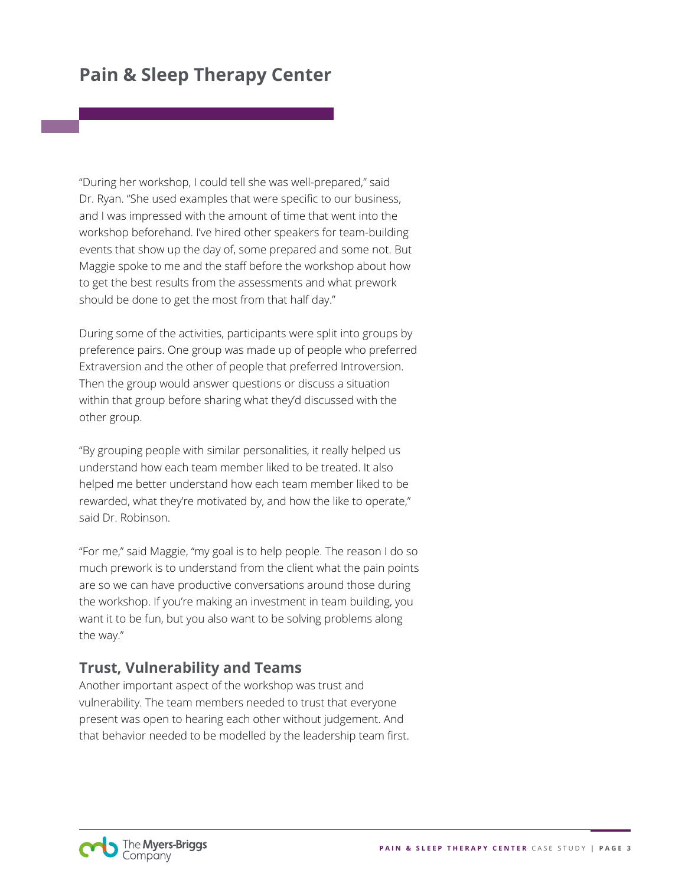## Pain & Sleep Therapy Center

"During her workshop, I could tell she was well-prepared," said Dr. Ryan. "She used examples that were specific to our business, and I was impressed with the amount of time that went into the workshop beforehand. I've hired other speakers for team-building events that show up the day of, some prepared and some not. But Maggie spoke to me and the staff before the workshop about how to get the best results from the assessments and what prework should be done to get the most from that half day."

During some of the activities, participants were split into groups by preference pairs. One group was made up of people who preferred Extraversion and the other of people that preferred Introversion. Then the group would answer questions or discuss a situation within that group before sharing what they'd discussed with the other group.

"By grouping people with similar personalities, it really helped us understand how each team member liked to be treated. It also helped me better understand how each team member liked to be rewarded, what they're motivated by, and how the like to operate," said Dr. Robinson.

"For me," said Maggie, "my goal is to help people. The reason I do so much prework is to understand from the client what the pain points are so we can have productive conversations around those during the workshop. If you're making an investment in team building, you want it to be fun, but you also want to be solving problems along the way."

### Trust, Vulnerability and Teams

Another important aspect of the workshop was trust and vulnerability. The team members needed to trust that everyone present was open to hearing each other without judgement. And that behavior needed to be modelled by the leadership team first.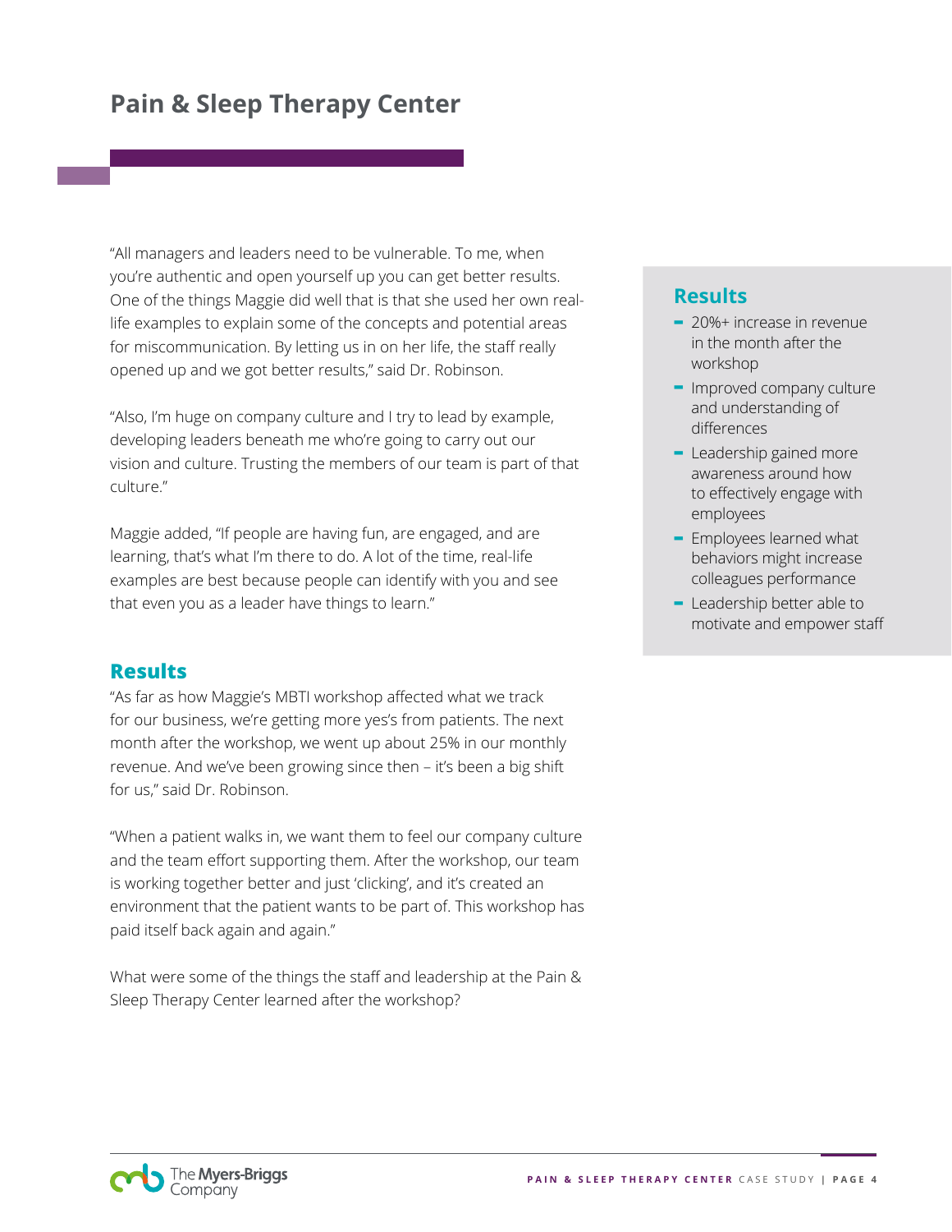# Pain & Sleep Therapy Center

"All managers and leaders need to be vulnerable. To me, when you're authentic and open yourself up you can get better results. One of the things Maggie did well that is that she used her own real-life examples to explain some of the concepts and potential areas for miscommunication. By letting us in on her life, the staff really opened up and we got better results," said Dr. Robinson.

"Also, I'm huge on company culture and I try to lead by example, developing leaders beneath me who're going to carry out our vision and culture. Trusting the members of our team is part of that culture."

Maggie added, "If people are having fun, are engaged, and are learning, that's what I'm there to do. A lot of the time, real-life examples are best because people can identify with you and see that even you as a leader have things to learn."

## Results

"As far as how Maggie's MBTI workshop affected what we track for our business, we're getting more yes's from patients. The next month after the workshop, we went up about 25% in our monthly revenue. And we've been growing since then – it's been a big shift for us," said Dr. Robinson.

"When a patient walks in, we want them to feel our company culture and the team effort supporting them. After the workshop, our team is working together better and just 'clicking', and it's created an environment that the patient wants to be part of. This workshop has paid itself back again and again."

What were some of the things the staff and leadership at the Pain & Sleep Therapy Center learned after the workshop?

## Results

- 20%+ increase in revenue in the month after the workshop
- Improved company culture and understanding of differences
- Leadership gained more awareness around how to effectively engage with employees
- Employees learned what behaviors might increase colleagues performance
- Leadership better able to motivate and empower staff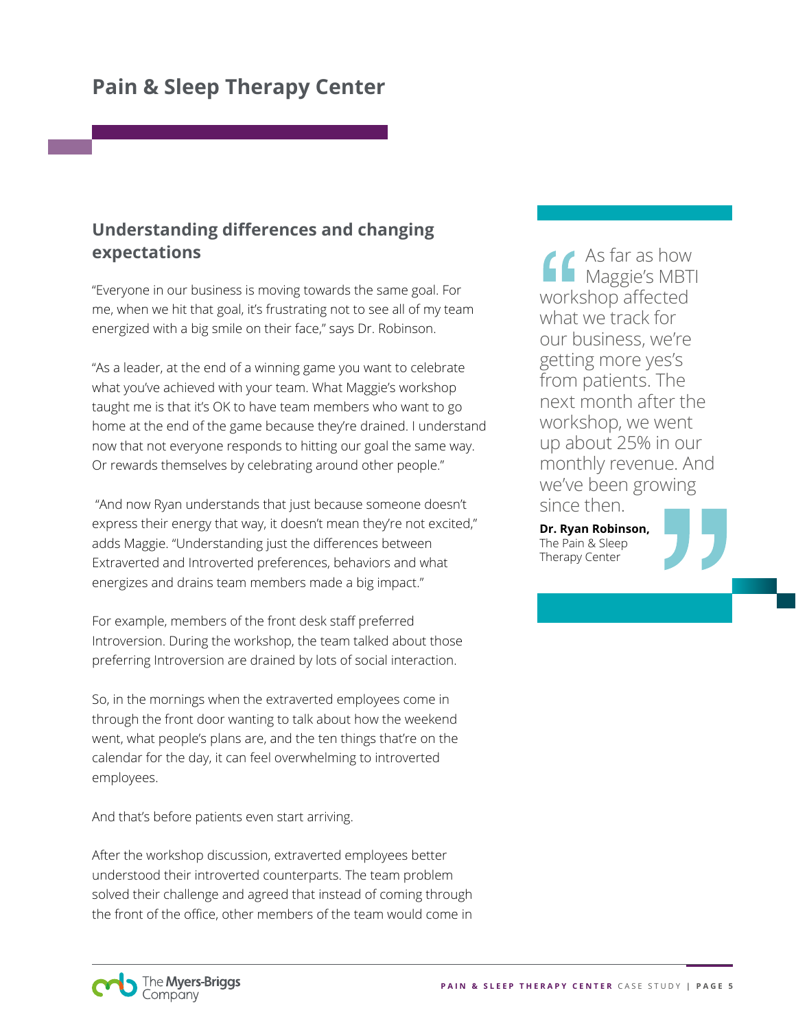## Pain & Sleep Therapy Center

### Understanding differences and changing expectations

"Everyone in our business is moving towards the same goal. For me, when we hit that goal, it's frustrating not to see all of my team energized with a big smile on their face," says Dr. Robinson.

"As a leader, at the end of a winning game you want to celebrate what you've achieved with your team. What Maggie's workshop taught me is that it's OK to have team members who want to go home at the end of the game because they're drained. I understand now that not everyone responds to hitting our goal the same way. Or rewards themselves by celebrating around other people."

"And now Ryan understands that just because someone doesn't express their energy that way, it doesn't mean they're not excited," adds Maggie. "Understanding just the differences between Extraverted and Introverted preferences, behaviors and what energizes and drains team members made a big impact."

For example, members of the front desk staff preferred Introversion. During the workshop, the team talked about those preferring Introversion are drained by lots of social interaction.

So, in the mornings when the extraverted employees come in through the front door wanting to talk about how the weekend went, what people's plans are, and the ten things that're on the calendar for the day, it can feel overwhelming to introverted employees.

And that's before patients even start arriving.

After the workshop discussion, extraverted employees better understood their introverted counterparts. The team problem solved their challenge and agreed that instead of coming through the front of the office, other members of the team would come in

> "As far as how Maggie's MBTI workshop affected what we track for our business, we're getting more yes's from patients. The next month after the workshop, we went up about 25% in our monthly revenue. And we've been growing since then."
>
> **Dr. Ryan Robinson,**
> The Pain & Sleep Therapy Center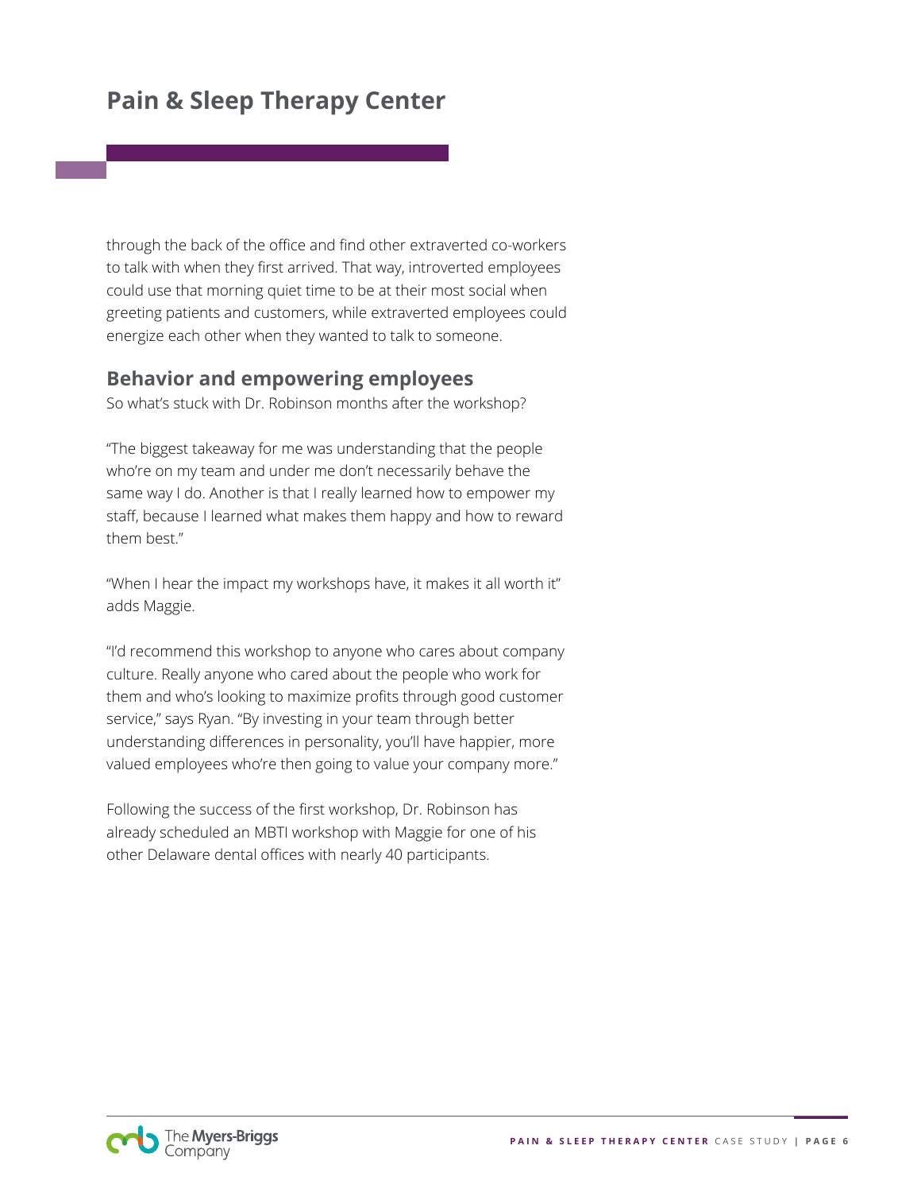through the back of the office and find other extraverted co-workers to talk with when they first arrived. That way, introverted employees could use that morning quiet time to be at their most social when greeting patients and customers, while extraverted employees could energize each other when they wanted to talk to someone.

## Behavior and empowering employees

So what's stuck with Dr. Robinson months after the workshop?

"The biggest takeaway for me was understanding that the people who're on my team and under me don't necessarily behave the same way I do. Another is that I really learned how to empower my staff, because I learned what makes them happy and how to reward them best."

"When I hear the impact my workshops have, it makes it all worth it" adds Maggie.

"I'd recommend this workshop to anyone who cares about company culture. Really anyone who cared about the people who work for them and who's looking to maximize profits through good customer service," says Ryan. "By investing in your team through better understanding differences in personality, you'll have happier, more valued employees who're then going to value your company more."

Following the success of the first workshop, Dr. Robinson has already scheduled an MBTI workshop with Maggie for one of his other Delaware dental offices with nearly 40 participants.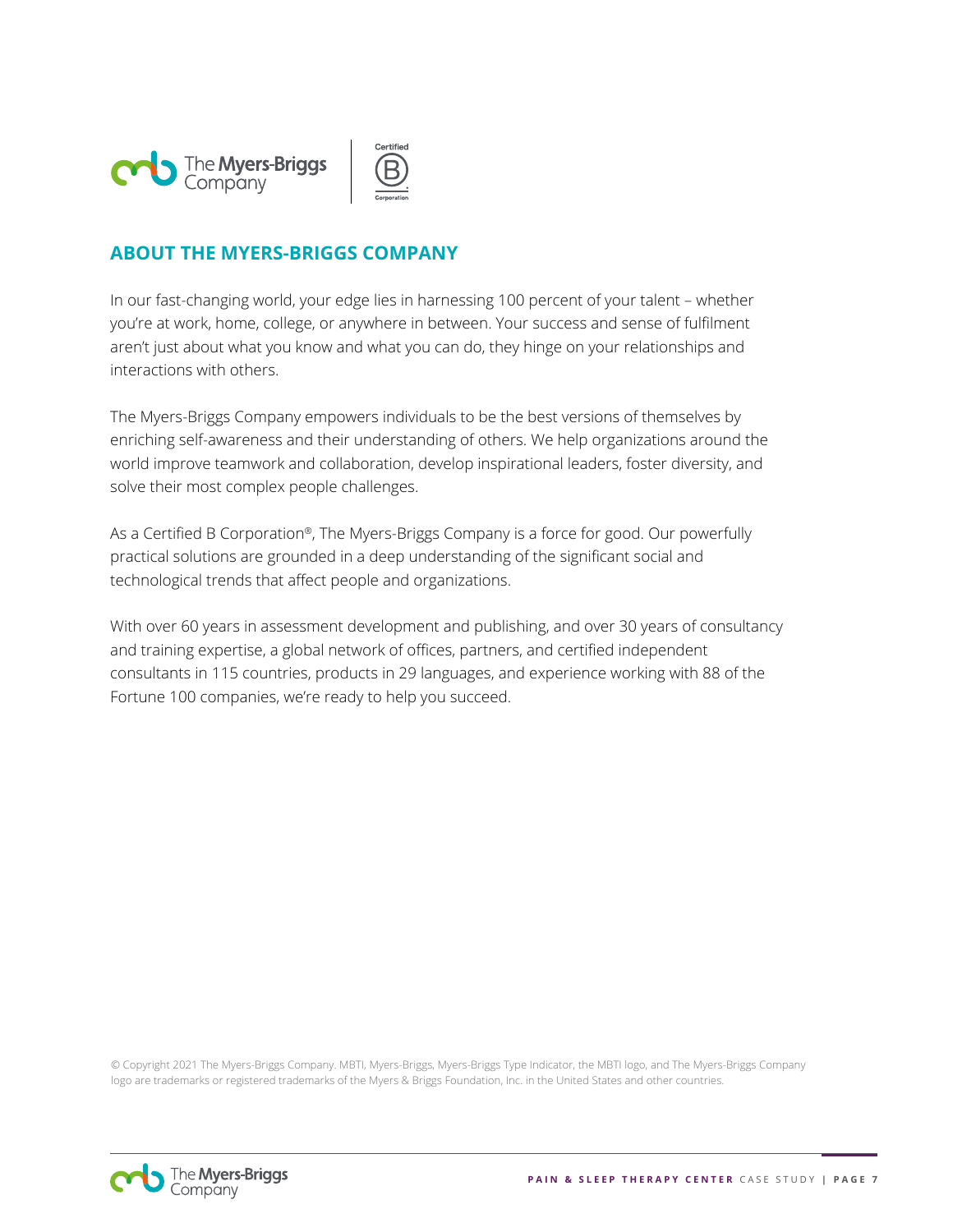## ABOUT THE MYERS-BRIGGS COMPANY

In our fast-changing world, your edge lies in harnessing 100 percent of your talent – whether you're at work, home, college, or anywhere in between. Your success and sense of fulfilment aren't just about what you know and what you can do, they hinge on your relationships and interactions with others.

The Myers-Briggs Company empowers individuals to be the best versions of themselves by enriching self-awareness and their understanding of others. We help organizations around the world improve teamwork and collaboration, develop inspirational leaders, foster diversity, and solve their most complex people challenges.

As a Certified B Corporation®, The Myers-Briggs Company is a force for good. Our powerfully practical solutions are grounded in a deep understanding of the significant social and technological trends that affect people and organizations.

With over 60 years in assessment development and publishing, and over 30 years of consultancy and training expertise, a global network of offices, partners, and certified independent consultants in 115 countries, products in 29 languages, and experience working with 88 of the Fortune 100 companies, we're ready to help you succeed.

© Copyright 2021 The Myers-Briggs Company. MBTI, Myers-Briggs, Myers-Briggs Type Indicator, the MBTI logo, and The Myers-Briggs Company logo are trademarks or registered trademarks of the Myers & Briggs Foundation, Inc. in the United States and other countries.